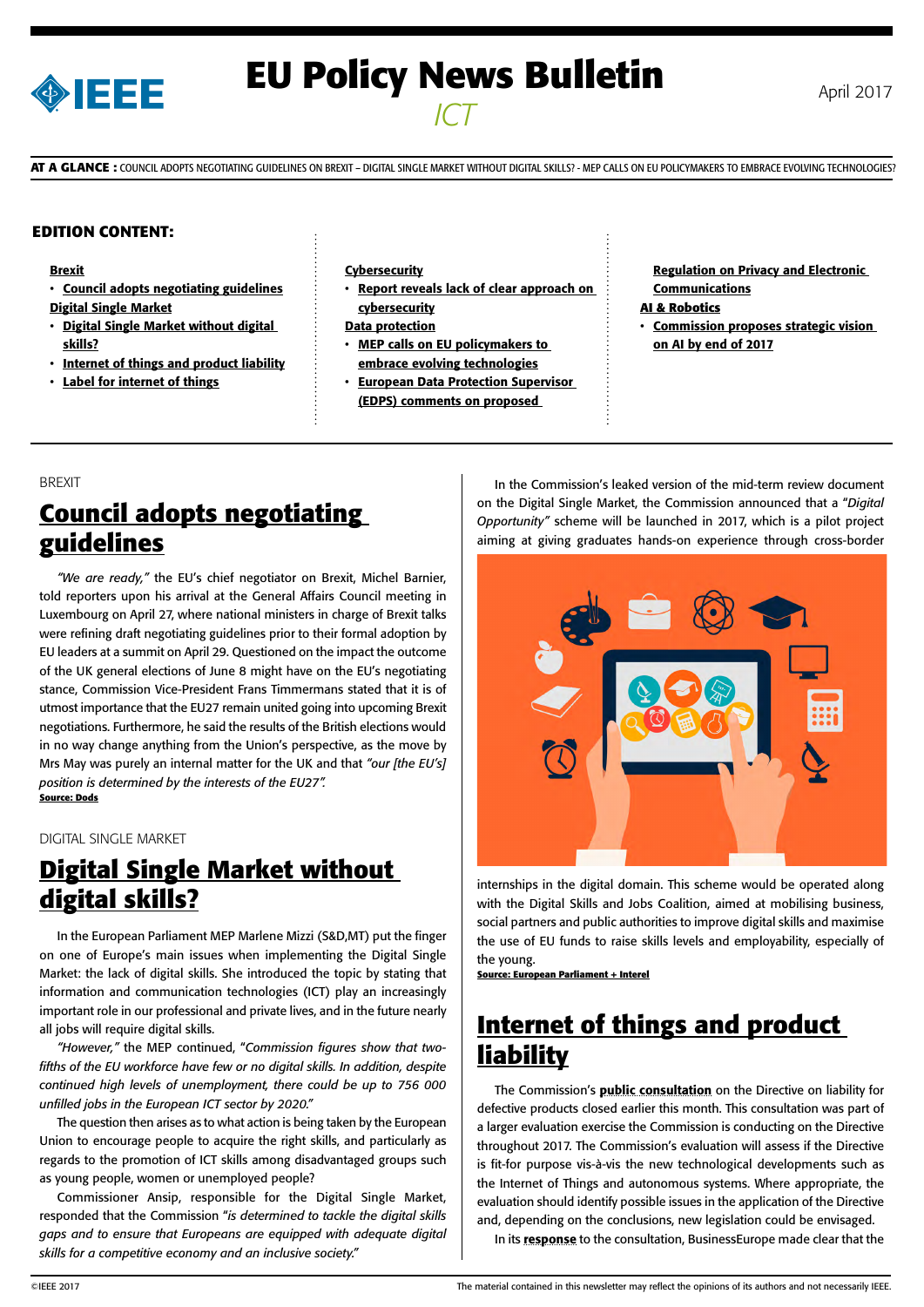# EU Policy News Bulletin

*ICT*

April 2017

**AT A GLANCE :** COUNCIL ADOPTS NEGOTIATING GUIDELINES ON BREXIT – DIGITAL SINGLE MARKET WITHOUT DIGITAL SKILLS? - MEP CALLS ON EU POLICYMAKERS TO EMBRACE EVOLVING TECHNOLOGIES

**EDITION CONTENT:**

**Brexit**
- **Council adopts negotiating guidelines**

**Digital Single Market**
- **Digital Single Market without digital skills?**
- **Internet of things and product liability**
- **Label for internet of things**

**Cybersecurity**
- **Report reveals lack of clear approach on cybersecurity**

**Data protection**
- **MEP calls on EU policymakers to embrace evolving technologies**
- **European Data Protection Supervisor (EDPS) comments on proposed Regulation on Privacy and Electronic Communications**

**AI & Robotics**
- **Commission proposes strategic vision on AI by end of 2017**

BREXIT

## Council adopts negotiating guidelines

*"We are ready,"* the EU's chief negotiator on Brexit, Michel Barnier, told reporters upon his arrival at the General Affairs Council meeting in Luxembourg on April 27, where national ministers in charge of Brexit talks were refining draft negotiating guidelines prior to their formal adoption by EU leaders at a summit on April 29. Questioned on the impact the outcome of the UK general elections of June 8 might have on the EU's negotiating stance, Commission Vice-President Frans Timmermans stated that it is of utmost importance that the EU27 remain united going into upcoming Brexit negotiations. Furthermore, he said the results of the British elections would in no way change anything from the Union's perspective, as the move by Mrs May was purely an internal matter for the UK and that *"our [the EU's] position is determined by the interests of the EU27".*

**Source: Dods**

DIGITAL SINGLE MARKET

## Digital Single Market without digital skills?

In the European Parliament MEP Marlene Mizzi (S&D,MT) put the finger on one of Europe's main issues when implementing the Digital Single Market: the lack of digital skills. She introduced the topic by stating that information and communication technologies (ICT) play an increasingly important role in our professional and private lives, and in the future nearly all jobs will require digital skills.

*"However,"* the MEP continued, *"Commission figures show that two-fifths of the EU workforce have few or no digital skills. In addition, despite continued high levels of unemployment, there could be up to 756 000 unfilled jobs in the European ICT sector by 2020."*

The question then arises as to what action is being taken by the European Union to encourage people to acquire the right skills, and particularly as regards to the promotion of ICT skills among disadvantaged groups such as young people, women or unemployed people?

Commissioner Ansip, responsible for the Digital Single Market, responded that the Commission *"is determined to tackle the digital skills gaps and to ensure that Europeans are equipped with adequate digital skills for a competitive economy and an inclusive society."*

In the Commission's leaked version of the mid-term review document on the Digital Single Market, the Commission announced that a *"Digital Opportunity"* scheme will be launched in 2017, which is a pilot project aiming at giving graduates hands-on experience through cross-border internships in the digital domain. This scheme would be operated along with the Digital Skills and Jobs Coalition, aimed at mobilising business, social partners and public authorities to improve digital skills and maximise the use of EU funds to raise skills levels and employability, especially of the young.

**Source: European Parliament + Interel**

## Internet of things and product liability

The Commission's **public consultation** on the Directive on liability for defective products closed earlier this month. This consultation was part of a larger evaluation exercise the Commission is conducting on the Directive throughout 2017. The Commission's evaluation will assess if the Directive is fit-for purpose vis-à-vis the new technological developments such as the Internet of Things and autonomous systems. Where appropriate, the evaluation should identify possible issues in the application of the Directive and, depending on the conclusions, new legislation could be envisaged.

In its **response** to the consultation, BusinessEurope made clear that the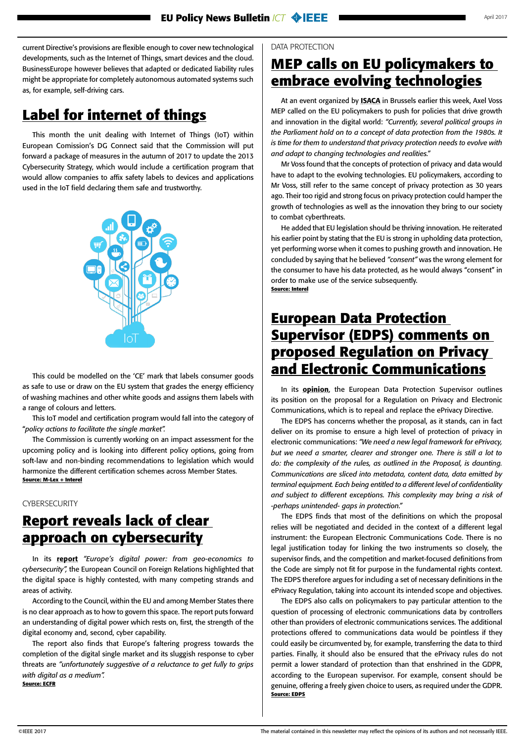current Directive's provisions are flexible enough to cover new technological developments, such as the Internet of Things, smart devices and the cloud. BusinessEurope however believes that adapted or dedicated liability rules might be appropriate for completely autonomous automated systems such as, for example, self-driving cars.

## Label for internet of things

This month the unit dealing with Internet of Things (IoT) within European Comission's DG Connect said that the Commission will put forward a package of measures in the autumn of 2017 to update the 2013 Cybersecurity Strategy, which would include a certification program that would allow companies to affix safety labels to devices and applications used in the IoT field declaring them safe and trustworthy.

This could be modelled on the 'CE' mark that labels consumer goods as safe to use or draw on the EU system that grades the energy efficiency of washing machines and other white goods and assigns them labels with a range of colours and letters.

This IoT model and certification program would fall into the category of "*policy actions to facilitate the single market*".

The Commission is currently working on an impact assessment for the upcoming policy and is looking into different policy options, going from soft-law and non-binding recommendations to legislation which would harmonize the different certification schemes across Member States.

**Source: M-Lex + Interel**

CYBERSECURITY

## Report reveals lack of clear approach on cybersecurity

In its **report** *"Europe's digital power: from geo-economics to cybersecurity"*, the European Council on Foreign Relations highlighted that the digital space is highly contested, with many competing strands and areas of activity.

According to the Council, within the EU and among Member States there is no clear approach as to how to govern this space. The report puts forward an understanding of digital power which rests on, first, the strength of the digital economy and, second, cyber capability.

The report also finds that Europe's faltering progress towards the completion of the digital single market and its sluggish response to cyber threats are *"unfortunately suggestive of a reluctance to get fully to grips with digital as a medium"*.

**Source: ECFR**

DATA PROTECTION

## MEP calls on EU policymakers to embrace evolving technologies

At an event organized by **ISACA** in Brussels earlier this week, Axel Voss MEP called on the EU policymakers to push for policies that drive growth and innovation in the digital world: *"Currently, several political groups in the Parliament hold on to a concept of data protection from the 1980s. It is time for them to understand that privacy protection needs to evolve with and adapt to changing technologies and realities."*

Mr Voss found that the concepts of protection of privacy and data would have to adapt to the evolving technologies. EU policymakers, according to Mr Voss, still refer to the same concept of privacy protection as 30 years ago. Their too rigid and strong focus on privacy protection could hamper the growth of technologies as well as the innovation they bring to our society to combat cyberthreats.

He added that EU legislation should be thriving innovation. He reiterated his earlier point by stating that the EU is strong in upholding data protection, yet performing worse when it comes to pushing growth and innovation. He concluded by saying that he believed *"consent"* was the wrong element for the consumer to have his data protected, as he would always "consent" in order to make use of the service subsequently.

**Source: Interel**

## European Data Protection Supervisor (EDPS) comments on proposed Regulation on Privacy and Electronic Communications

In its **opinion**, the European Data Protection Supervisor outlines its position on the proposal for a Regulation on Privacy and Electronic Communications, which is to repeal and replace the ePrivacy Directive.

The EDPS has concerns whether the proposal, as it stands, can in fact deliver on its promise to ensure a high level of protection of privacy in electronic communications: *"We need a new legal framework for ePrivacy, but we need a smarter, clearer and stronger one. There is still a lot to do: the complexity of the rules, as outlined in the Proposal, is daunting. Communications are sliced into metadata, content data, data emitted by terminal equipment. Each being entitled to a different level of confidentiality and subject to different exceptions. This complexity may bring a risk of -perhaps unintended- gaps in protection."*

The EDPS finds that most of the definitions on which the proposal relies will be negotiated and decided in the context of a different legal instrument: the European Electronic Communications Code. There is no legal justification today for linking the two instruments so closely, the supervisor finds, and the competition and market-focused definitions from the Code are simply not fit for purpose in the fundamental rights context. The EDPS therefore argues for including a set of necessary definitions in the ePrivacy Regulation, taking into account its intended scope and objectives.

The EDPS also calls on policymakers to pay particular attention to the question of processing of electronic communications data by controllers other than providers of electronic communications services. The additional protections offered to communications data would be pointless if they could easily be circumvented by, for example, transferring the data to third parties. Finally, it should also be ensured that the ePrivacy rules do not permit a lower standard of protection than that enshrined in the GDPR, according to the European supervisor. For example, consent should be genuine, offering a freely given choice to users, as required under the GDPR.

**Source: EDPS**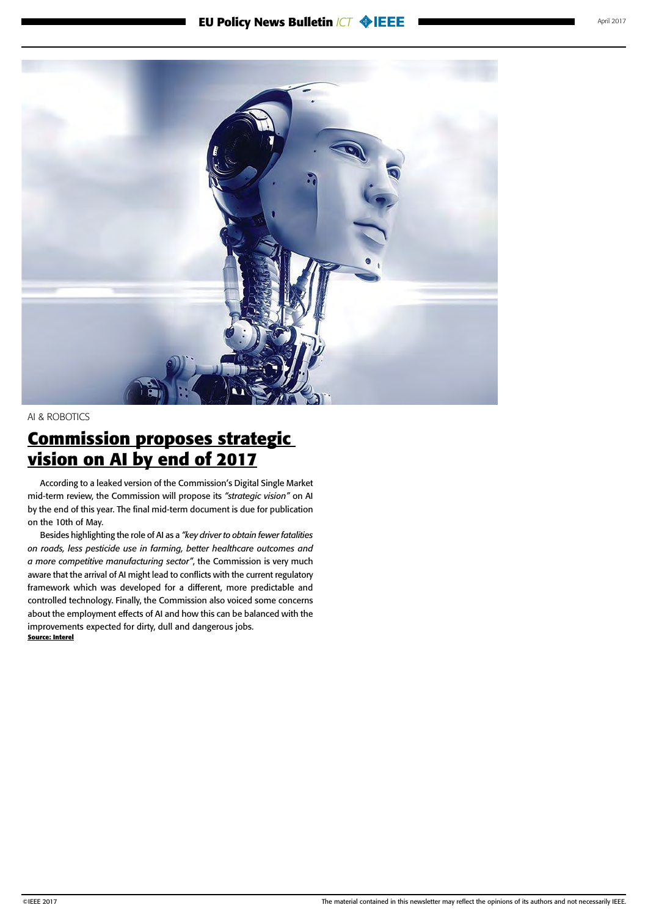AI & ROBOTICS

## Commission proposes strategic vision on AI by end of 2017

According to a leaked version of the Commission's Digital Single Market mid-term review, the Commission will propose its *"strategic vision"* on AI by the end of this year. The final mid-term document is due for publication on the 10th of May.

Besides highlighting the role of AI as a *"key driver to obtain fewer fatalities on roads, less pesticide use in farming, better healthcare outcomes and a more competitive manufacturing sector"*, the Commission is very much aware that the arrival of AI might lead to conflicts with the current regulatory framework which was developed for a different, more predictable and controlled technology. Finally, the Commission also voiced some concerns about the employment effects of AI and how this can be balanced with the improvements expected for dirty, dull and dangerous jobs.

**Source: Interel**